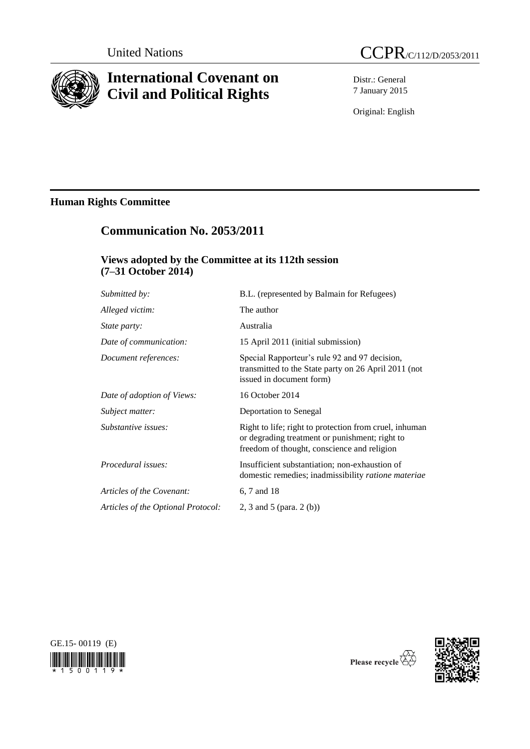United Nations

CCPR/C/112/D/2053/2011

# International Covenant on Civil and Political Rights

Distr.: General
7 January 2015

Original: English

## Human Rights Committee

## Communication No. 2053/2011

### Views adopted by the Committee at its 112th session (7–31 October 2014)

| | |
|---|---|
| *Submitted by:* | B.L. (represented by Balmain for Refugees) |
| *Alleged victim:* | The author |
| *State party:* | Australia |
| *Date of communication:* | 15 April 2011 (initial submission) |
| *Document references:* | Special Rapporteur's rule 92 and 97 decision, transmitted to the State party on 26 April 2011 (not issued in document form) |
| *Date of adoption of Views:* | 16 October 2014 |
| *Subject matter:* | Deportation to Senegal |
| *Substantive issues:* | Right to life; right to protection from cruel, inhuman or degrading treatment or punishment; right to freedom of thought, conscience and religion |
| *Procedural issues:* | Insufficient substantiation; non-exhaustion of domestic remedies; inadmissibility *ratione materiae* |
| *Articles of the Covenant:* | 6, 7 and 18 |
| *Articles of the Optional Protocol:* | 2, 3 and 5 (para. 2 (b)) |

GE.15-00119 (E)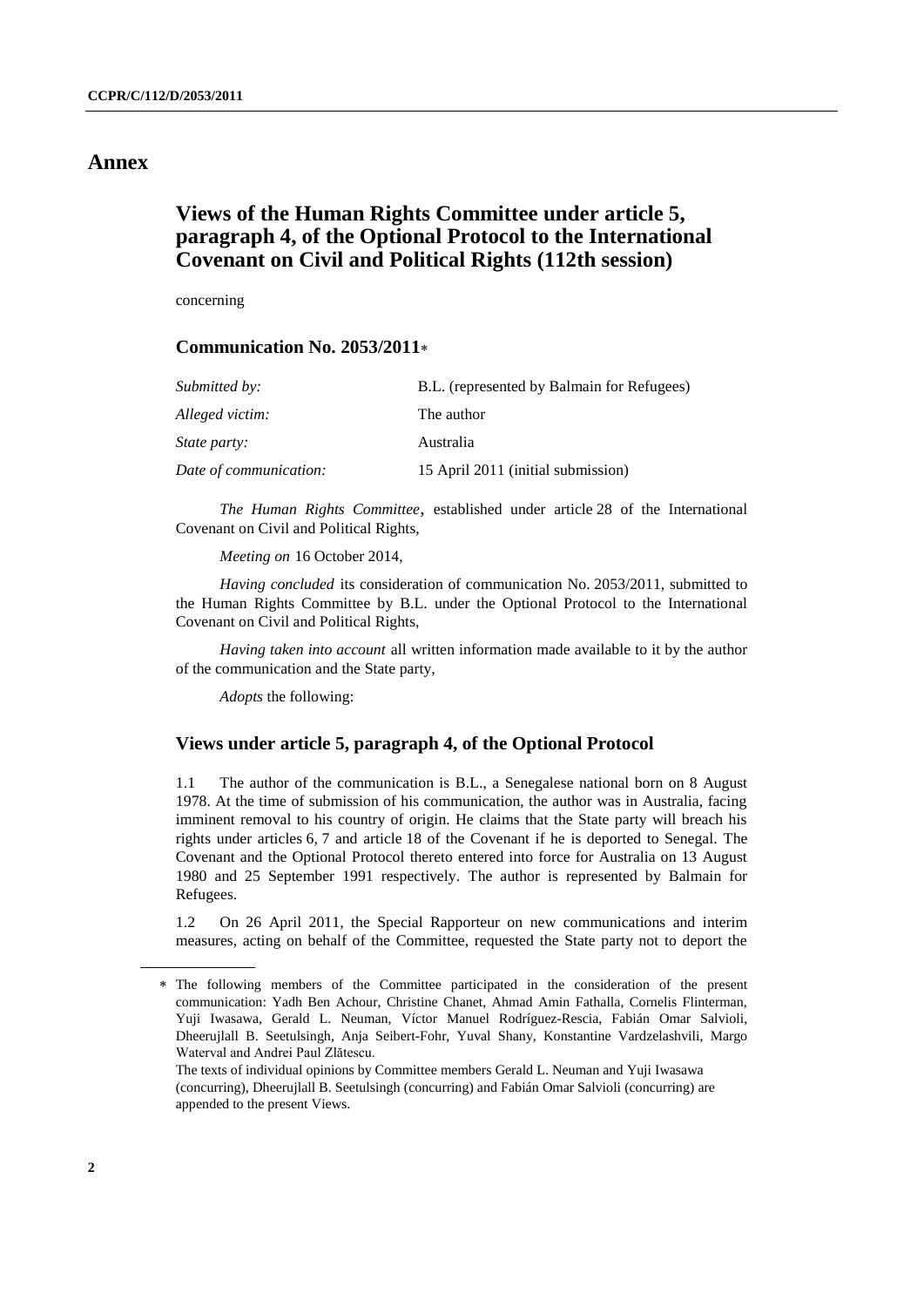# Annex

## Views of the Human Rights Committee under article 5, paragraph 4, of the Optional Protocol to the International Covenant on Civil and Political Rights (112th session)

concerning

### Communication No. 2053/2011*

| | |
|---|---|
| *Submitted by:* | B.L. (represented by Balmain for Refugees) |
| *Alleged victim:* | The author |
| *State party:* | Australia |
| *Date of communication:* | 15 April 2011 (initial submission) |

*The Human Rights Committee*, established under article 28 of the International Covenant on Civil and Political Rights,

*Meeting on* 16 October 2014,

*Having concluded* its consideration of communication No. 2053/2011, submitted to the Human Rights Committee by B.L. under the Optional Protocol to the International Covenant on Civil and Political Rights,

*Having taken into account* all written information made available to it by the author of the communication and the State party,

*Adopts* the following:

### Views under article 5, paragraph 4, of the Optional Protocol

1.1 The author of the communication is B.L., a Senegalese national born on 8 August 1978. At the time of submission of his communication, the author was in Australia, facing imminent removal to his country of origin. He claims that the State party will breach his rights under articles 6, 7 and article 18 of the Covenant if he is deported to Senegal. The Covenant and the Optional Protocol thereto entered into force for Australia on 13 August 1980 and 25 September 1991 respectively. The author is represented by Balmain for Refugees.

1.2 On 26 April 2011, the Special Rapporteur on new communications and interim measures, acting on behalf of the Committee, requested the State party not to deport the

---

* The following members of the Committee participated in the consideration of the present communication: Yadh Ben Achour, Christine Chanet, Ahmad Amin Fathalla, Cornelis Flinterman, Yuji Iwasawa, Gerald L. Neuman, Víctor Manuel Rodríguez-Rescia, Fabián Omar Salvioli, Dheerujlall B. Seetulsingh, Anja Seibert-Fohr, Yuval Shany, Konstantine Vardzelashvili, Margo Waterval and Andrei Paul Zlătescu.

The texts of individual opinions by Committee members Gerald L. Neuman and Yuji Iwasawa (concurring), Dheerujlall B. Seetulsingh (concurring) and Fabián Omar Salvioli (concurring) are appended to the present Views.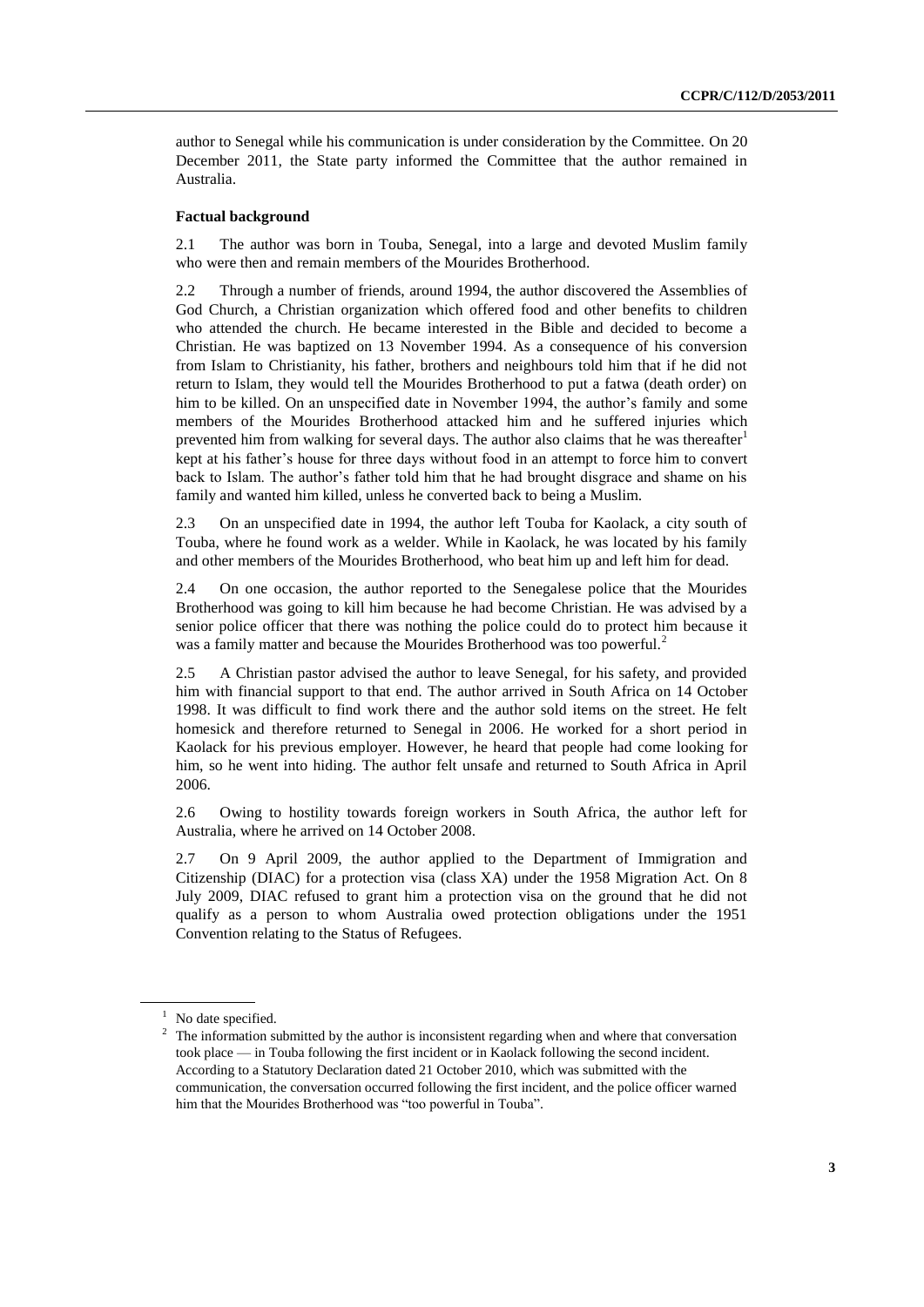author to Senegal while his communication is under consideration by the Committee. On 20 December 2011, the State party informed the Committee that the author remained in Australia.

### Factual background

2.1 The author was born in Touba, Senegal, into a large and devoted Muslim family who were then and remain members of the Mourides Brotherhood.

2.2 Through a number of friends, around 1994, the author discovered the Assemblies of God Church, a Christian organization which offered food and other benefits to children who attended the church. He became interested in the Bible and decided to become a Christian. He was baptized on 13 November 1994. As a consequence of his conversion from Islam to Christianity, his father, brothers and neighbours told him that if he did not return to Islam, they would tell the Mourides Brotherhood to put a fatwa (death order) on him to be killed. On an unspecified date in November 1994, the author's family and some members of the Mourides Brotherhood attacked him and he suffered injuries which prevented him from walking for several days. The author also claims that he was thereafter[1] kept at his father's house for three days without food in an attempt to force him to convert back to Islam. The author's father told him that he had brought disgrace and shame on his family and wanted him killed, unless he converted back to being a Muslim.

2.3 On an unspecified date in 1994, the author left Touba for Kaolack, a city south of Touba, where he found work as a welder. While in Kaolack, he was located by his family and other members of the Mourides Brotherhood, who beat him up and left him for dead.

2.4 On one occasion, the author reported to the Senegalese police that the Mourides Brotherhood was going to kill him because he had become Christian. He was advised by a senior police officer that there was nothing the police could do to protect him because it was a family matter and because the Mourides Brotherhood was too powerful.[2]

2.5 A Christian pastor advised the author to leave Senegal, for his safety, and provided him with financial support to that end. The author arrived in South Africa on 14 October 1998. It was difficult to find work there and the author sold items on the street. He felt homesick and therefore returned to Senegal in 2006. He worked for a short period in Kaolack for his previous employer. However, he heard that people had come looking for him, so he went into hiding. The author felt unsafe and returned to South Africa in April 2006.

2.6 Owing to hostility towards foreign workers in South Africa, the author left for Australia, where he arrived on 14 October 2008.

2.7 On 9 April 2009, the author applied to the Department of Immigration and Citizenship (DIAC) for a protection visa (class XA) under the 1958 Migration Act. On 8 July 2009, DIAC refused to grant him a protection visa on the ground that he did not qualify as a person to whom Australia owed protection obligations under the 1951 Convention relating to the Status of Refugees.

---

[1] No date specified.

[2] The information submitted by the author is inconsistent regarding when and where that conversation took place — in Touba following the first incident or in Kaolack following the second incident. According to a Statutory Declaration dated 21 October 2010, which was submitted with the communication, the conversation occurred following the first incident, and the police officer warned him that the Mourides Brotherhood was "too powerful in Touba".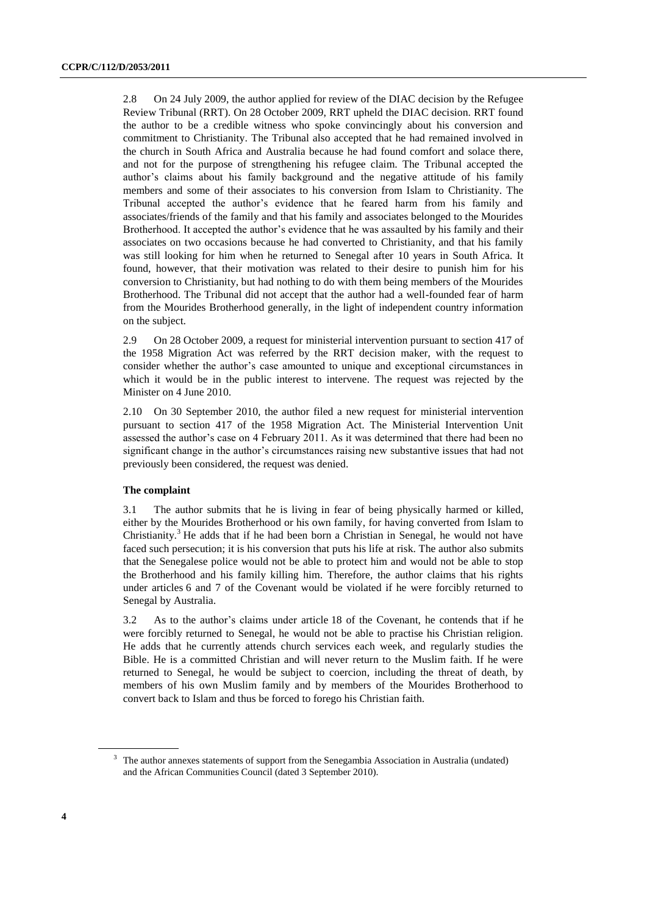2.8 On 24 July 2009, the author applied for review of the DIAC decision by the Refugee Review Tribunal (RRT). On 28 October 2009, RRT upheld the DIAC decision. RRT found the author to be a credible witness who spoke convincingly about his conversion and commitment to Christianity. The Tribunal also accepted that he had remained involved in the church in South Africa and Australia because he had found comfort and solace there, and not for the purpose of strengthening his refugee claim. The Tribunal accepted the author's claims about his family background and the negative attitude of his family members and some of their associates to his conversion from Islam to Christianity. The Tribunal accepted the author's evidence that he feared harm from his family and associates/friends of the family and that his family and associates belonged to the Mourides Brotherhood. It accepted the author's evidence that he was assaulted by his family and their associates on two occasions because he had converted to Christianity, and that his family was still looking for him when he returned to Senegal after 10 years in South Africa. It found, however, that their motivation was related to their desire to punish him for his conversion to Christianity, but had nothing to do with them being members of the Mourides Brotherhood. The Tribunal did not accept that the author had a well-founded fear of harm from the Mourides Brotherhood generally, in the light of independent country information on the subject.

2.9 On 28 October 2009, a request for ministerial intervention pursuant to section 417 of the 1958 Migration Act was referred by the RRT decision maker, with the request to consider whether the author's case amounted to unique and exceptional circumstances in which it would be in the public interest to intervene. The request was rejected by the Minister on 4 June 2010.

2.10 On 30 September 2010, the author filed a new request for ministerial intervention pursuant to section 417 of the 1958 Migration Act. The Ministerial Intervention Unit assessed the author's case on 4 February 2011. As it was determined that there had been no significant change in the author's circumstances raising new substantive issues that had not previously been considered, the request was denied.

### The complaint

3.1 The author submits that he is living in fear of being physically harmed or killed, either by the Mourides Brotherhood or his own family, for having converted from Islam to Christianity.[3] He adds that if he had been born a Christian in Senegal, he would not have faced such persecution; it is his conversion that puts his life at risk. The author also submits that the Senegalese police would not be able to protect him and would not be able to stop the Brotherhood and his family killing him. Therefore, the author claims that his rights under articles 6 and 7 of the Covenant would be violated if he were forcibly returned to Senegal by Australia.

3.2 As to the author's claims under article 18 of the Covenant, he contends that if he were forcibly returned to Senegal, he would not be able to practise his Christian religion. He adds that he currently attends church services each week, and regularly studies the Bible. He is a committed Christian and will never return to the Muslim faith. If he were returned to Senegal, he would be subject to coercion, including the threat of death, by members of his own Muslim family and by members of the Mourides Brotherhood to convert back to Islam and thus be forced to forego his Christian faith.

---

[3] The author annexes statements of support from the Senegambia Association in Australia (undated) and the African Communities Council (dated 3 September 2010).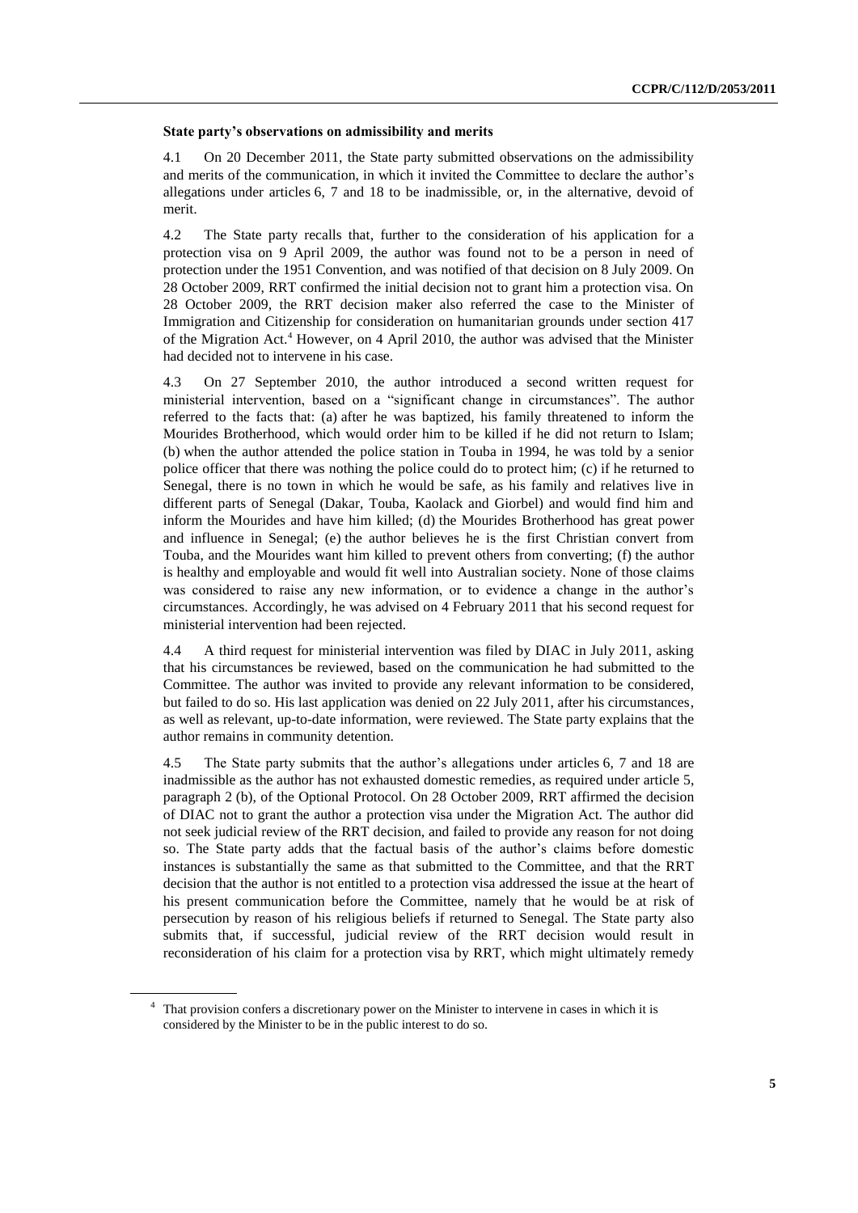### State party's observations on admissibility and merits

4.1 On 20 December 2011, the State party submitted observations on the admissibility and merits of the communication, in which it invited the Committee to declare the author's allegations under articles 6, 7 and 18 to be inadmissible, or, in the alternative, devoid of merit.

4.2 The State party recalls that, further to the consideration of his application for a protection visa on 9 April 2009, the author was found not to be a person in need of protection under the 1951 Convention, and was notified of that decision on 8 July 2009. On 28 October 2009, RRT confirmed the initial decision not to grant him a protection visa. On 28 October 2009, the RRT decision maker also referred the case to the Minister of Immigration and Citizenship for consideration on humanitarian grounds under section 417 of the Migration Act.[4] However, on 4 April 2010, the author was advised that the Minister had decided not to intervene in his case.

4.3 On 27 September 2010, the author introduced a second written request for ministerial intervention, based on a "significant change in circumstances". The author referred to the facts that: (a) after he was baptized, his family threatened to inform the Mourides Brotherhood, which would order him to be killed if he did not return to Islam; (b) when the author attended the police station in Touba in 1994, he was told by a senior police officer that there was nothing the police could do to protect him; (c) if he returned to Senegal, there is no town in which he would be safe, as his family and relatives live in different parts of Senegal (Dakar, Touba, Kaolack and Giorbel) and would find him and inform the Mourides and have him killed; (d) the Mourides Brotherhood has great power and influence in Senegal; (e) the author believes he is the first Christian convert from Touba, and the Mourides want him killed to prevent others from converting; (f) the author is healthy and employable and would fit well into Australian society. None of those claims was considered to raise any new information, or to evidence a change in the author's circumstances. Accordingly, he was advised on 4 February 2011 that his second request for ministerial intervention had been rejected.

4.4 A third request for ministerial intervention was filed by DIAC in July 2011, asking that his circumstances be reviewed, based on the communication he had submitted to the Committee. The author was invited to provide any relevant information to be considered, but failed to do so. His last application was denied on 22 July 2011, after his circumstances, as well as relevant, up-to-date information, were reviewed. The State party explains that the author remains in community detention.

4.5 The State party submits that the author's allegations under articles 6, 7 and 18 are inadmissible as the author has not exhausted domestic remedies, as required under article 5, paragraph 2 (b), of the Optional Protocol. On 28 October 2009, RRT affirmed the decision of DIAC not to grant the author a protection visa under the Migration Act. The author did not seek judicial review of the RRT decision, and failed to provide any reason for not doing so. The State party adds that the factual basis of the author's claims before domestic instances is substantially the same as that submitted to the Committee, and that the RRT decision that the author is not entitled to a protection visa addressed the issue at the heart of his present communication before the Committee, namely that he would be at risk of persecution by reason of his religious beliefs if returned to Senegal. The State party also submits that, if successful, judicial review of the RRT decision would result in reconsideration of his claim for a protection visa by RRT, which might ultimately remedy

---

[4] That provision confers a discretionary power on the Minister to intervene in cases in which it is considered by the Minister to be in the public interest to do so.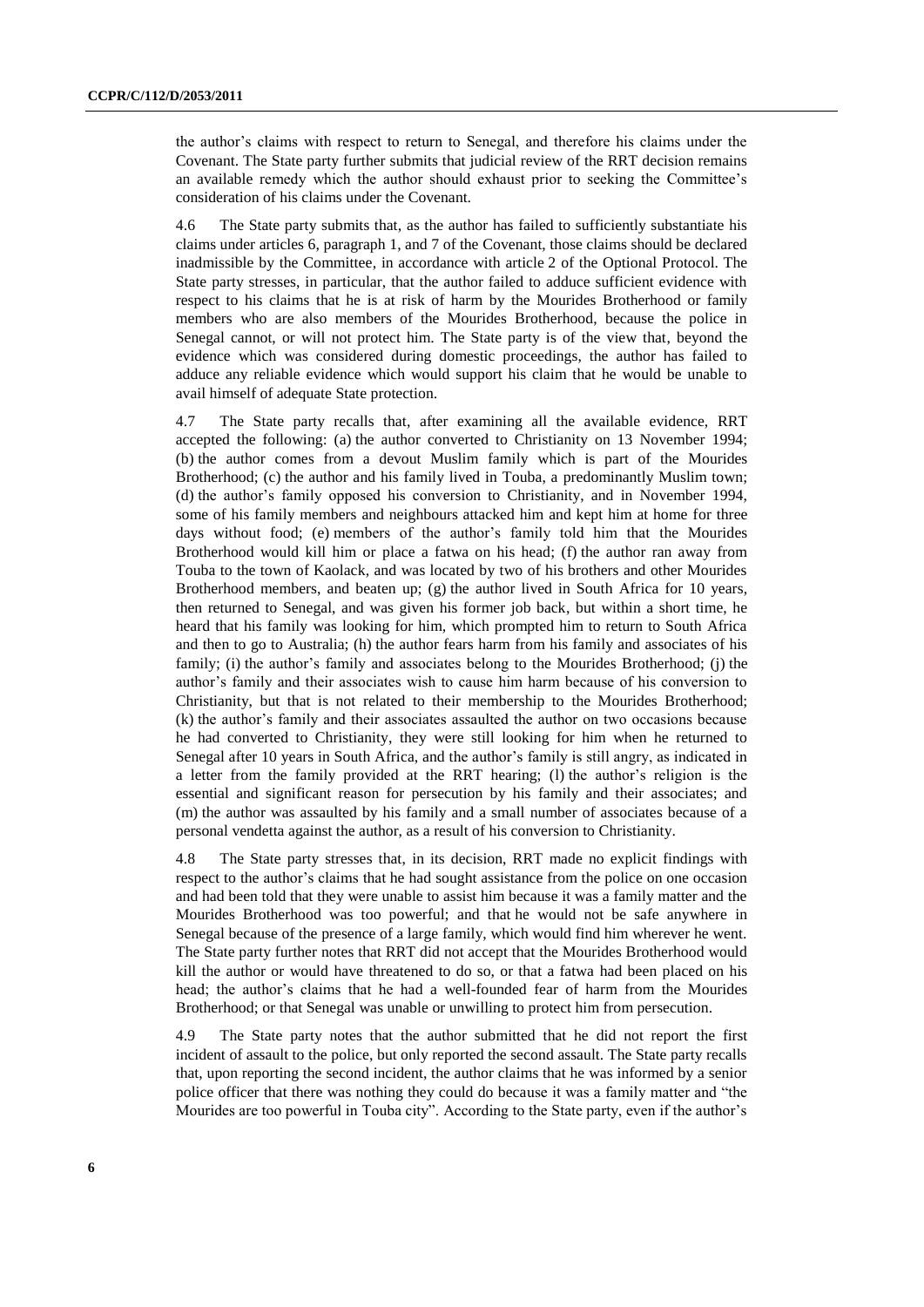the author's claims with respect to return to Senegal, and therefore his claims under the Covenant. The State party further submits that judicial review of the RRT decision remains an available remedy which the author should exhaust prior to seeking the Committee's consideration of his claims under the Covenant.

4.6 The State party submits that, as the author has failed to sufficiently substantiate his claims under articles 6, paragraph 1, and 7 of the Covenant, those claims should be declared inadmissible by the Committee, in accordance with article 2 of the Optional Protocol. The State party stresses, in particular, that the author failed to adduce sufficient evidence with respect to his claims that he is at risk of harm by the Mourides Brotherhood or family members who are also members of the Mourides Brotherhood, because the police in Senegal cannot, or will not protect him. The State party is of the view that, beyond the evidence which was considered during domestic proceedings, the author has failed to adduce any reliable evidence which would support his claim that he would be unable to avail himself of adequate State protection.

4.7 The State party recalls that, after examining all the available evidence, RRT accepted the following: (a) the author converted to Christianity on 13 November 1994; (b) the author comes from a devout Muslim family which is part of the Mourides Brotherhood; (c) the author and his family lived in Touba, a predominantly Muslim town; (d) the author's family opposed his conversion to Christianity, and in November 1994, some of his family members and neighbours attacked him and kept him at home for three days without food; (e) members of the author's family told him that the Mourides Brotherhood would kill him or place a fatwa on his head; (f) the author ran away from Touba to the town of Kaolack, and was located by two of his brothers and other Mourides Brotherhood members, and beaten up; (g) the author lived in South Africa for 10 years, then returned to Senegal, and was given his former job back, but within a short time, he heard that his family was looking for him, which prompted him to return to South Africa and then to go to Australia; (h) the author fears harm from his family and associates of his family; (i) the author's family and associates belong to the Mourides Brotherhood; (j) the author's family and their associates wish to cause him harm because of his conversion to Christianity, but that is not related to their membership to the Mourides Brotherhood; (k) the author's family and their associates assaulted the author on two occasions because he had converted to Christianity, they were still looking for him when he returned to Senegal after 10 years in South Africa, and the author's family is still angry, as indicated in a letter from the family provided at the RRT hearing; (l) the author's religion is the essential and significant reason for persecution by his family and their associates; and (m) the author was assaulted by his family and a small number of associates because of a personal vendetta against the author, as a result of his conversion to Christianity.

4.8 The State party stresses that, in its decision, RRT made no explicit findings with respect to the author's claims that he had sought assistance from the police on one occasion and had been told that they were unable to assist him because it was a family matter and the Mourides Brotherhood was too powerful; and that he would not be safe anywhere in Senegal because of the presence of a large family, which would find him wherever he went. The State party further notes that RRT did not accept that the Mourides Brotherhood would kill the author or would have threatened to do so, or that a fatwa had been placed on his head; the author's claims that he had a well-founded fear of harm from the Mourides Brotherhood; or that Senegal was unable or unwilling to protect him from persecution.

4.9 The State party notes that the author submitted that he did not report the first incident of assault to the police, but only reported the second assault. The State party recalls that, upon reporting the second incident, the author claims that he was informed by a senior police officer that there was nothing they could do because it was a family matter and "the Mourides are too powerful in Touba city". According to the State party, even if the author's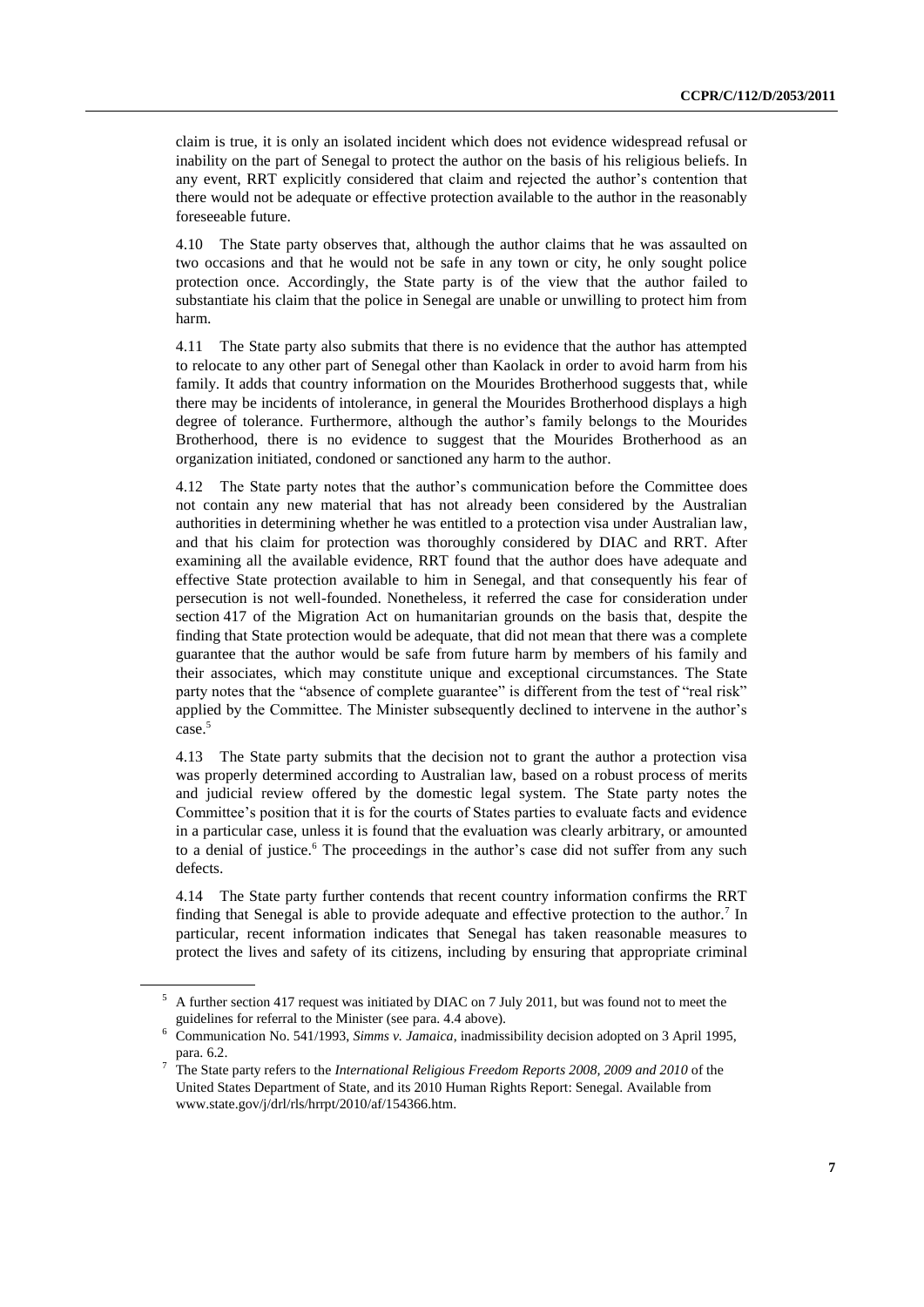claim is true, it is only an isolated incident which does not evidence widespread refusal or inability on the part of Senegal to protect the author on the basis of his religious beliefs. In any event, RRT explicitly considered that claim and rejected the author's contention that there would not be adequate or effective protection available to the author in the reasonably foreseeable future.

4.10 The State party observes that, although the author claims that he was assaulted on two occasions and that he would not be safe in any town or city, he only sought police protection once. Accordingly, the State party is of the view that the author failed to substantiate his claim that the police in Senegal are unable or unwilling to protect him from harm.

4.11 The State party also submits that there is no evidence that the author has attempted to relocate to any other part of Senegal other than Kaolack in order to avoid harm from his family. It adds that country information on the Mourides Brotherhood suggests that, while there may be incidents of intolerance, in general the Mourides Brotherhood displays a high degree of tolerance. Furthermore, although the author's family belongs to the Mourides Brotherhood, there is no evidence to suggest that the Mourides Brotherhood as an organization initiated, condoned or sanctioned any harm to the author.

4.12 The State party notes that the author's communication before the Committee does not contain any new material that has not already been considered by the Australian authorities in determining whether he was entitled to a protection visa under Australian law, and that his claim for protection was thoroughly considered by DIAC and RRT. After examining all the available evidence, RRT found that the author does have adequate and effective State protection available to him in Senegal, and that consequently his fear of persecution is not well-founded. Nonetheless, it referred the case for consideration under section 417 of the Migration Act on humanitarian grounds on the basis that, despite the finding that State protection would be adequate, that did not mean that there was a complete guarantee that the author would be safe from future harm by members of his family and their associates, which may constitute unique and exceptional circumstances. The State party notes that the "absence of complete guarantee" is different from the test of "real risk" applied by the Committee. The Minister subsequently declined to intervene in the author's case.[5]

4.13 The State party submits that the decision not to grant the author a protection visa was properly determined according to Australian law, based on a robust process of merits and judicial review offered by the domestic legal system. The State party notes the Committee's position that it is for the courts of States parties to evaluate facts and evidence in a particular case, unless it is found that the evaluation was clearly arbitrary, or amounted to a denial of justice.[6] The proceedings in the author's case did not suffer from any such defects.

4.14 The State party further contends that recent country information confirms the RRT finding that Senegal is able to provide adequate and effective protection to the author.[7] In particular, recent information indicates that Senegal has taken reasonable measures to protect the lives and safety of its citizens, including by ensuring that appropriate criminal

---

[5] A further section 417 request was initiated by DIAC on 7 July 2011, but was found not to meet the guidelines for referral to the Minister (see para. 4.4 above).

[6] Communication No. 541/1993, *Simms v. Jamaica*, inadmissibility decision adopted on 3 April 1995, para. 6.2.

[7] The State party refers to the *International Religious Freedom Reports 2008, 2009 and 2010* of the United States Department of State, and its 2010 Human Rights Report: Senegal. Available from www.state.gov/j/drl/rls/hrrpt/2010/af/154366.htm.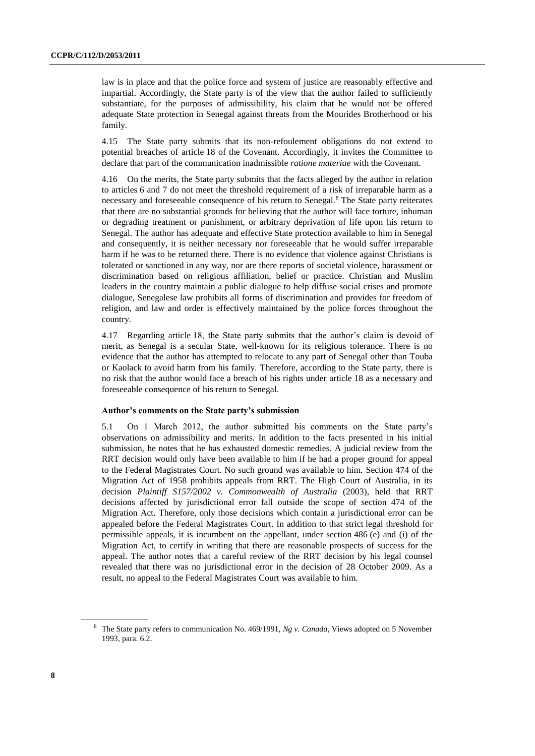law is in place and that the police force and system of justice are reasonably effective and impartial. Accordingly, the State party is of the view that the author failed to sufficiently substantiate, for the purposes of admissibility, his claim that he would not be offered adequate State protection in Senegal against threats from the Mourides Brotherhood or his family.

4.15 The State party submits that its non-refoulement obligations do not extend to potential breaches of article 18 of the Covenant. Accordingly, it invites the Committee to declare that part of the communication inadmissible *ratione materiae* with the Covenant.

4.16 On the merits, the State party submits that the facts alleged by the author in relation to articles 6 and 7 do not meet the threshold requirement of a risk of irreparable harm as a necessary and foreseeable consequence of his return to Senegal.[8] The State party reiterates that there are no substantial grounds for believing that the author will face torture, inhuman or degrading treatment or punishment, or arbitrary deprivation of life upon his return to Senegal. The author has adequate and effective State protection available to him in Senegal and consequently, it is neither necessary nor foreseeable that he would suffer irreparable harm if he was to be returned there. There is no evidence that violence against Christians is tolerated or sanctioned in any way, nor are there reports of societal violence, harassment or discrimination based on religious affiliation, belief or practice. Christian and Muslim leaders in the country maintain a public dialogue to help diffuse social crises and promote dialogue, Senegalese law prohibits all forms of discrimination and provides for freedom of religion, and law and order is effectively maintained by the police forces throughout the country.

4.17 Regarding article 18, the State party submits that the author's claim is devoid of merit, as Senegal is a secular State, well-known for its religious tolerance. There is no evidence that the author has attempted to relocate to any part of Senegal other than Touba or Kaolack to avoid harm from his family. Therefore, according to the State party, there is no risk that the author would face a breach of his rights under article 18 as a necessary and foreseeable consequence of his return to Senegal.

### Author's comments on the State party's submission

5.1 On 1 March 2012, the author submitted his comments on the State party's observations on admissibility and merits. In addition to the facts presented in his initial submission, he notes that he has exhausted domestic remedies. A judicial review from the RRT decision would only have been available to him if he had a proper ground for appeal to the Federal Magistrates Court. No such ground was available to him. Section 474 of the Migration Act of 1958 prohibits appeals from RRT. The High Court of Australia, in its decision *Plaintiff S157/2002 v. Commonwealth of Australia* (2003), held that RRT decisions affected by jurisdictional error fall outside the scope of section 474 of the Migration Act. Therefore, only those decisions which contain a jurisdictional error can be appealed before the Federal Magistrates Court. In addition to that strict legal threshold for permissible appeals, it is incumbent on the appellant, under section 486 (e) and (i) of the Migration Act, to certify in writing that there are reasonable prospects of success for the appeal. The author notes that a careful review of the RRT decision by his legal counsel revealed that there was no jurisdictional error in the decision of 28 October 2009. As a result, no appeal to the Federal Magistrates Court was available to him.

---

[8] The State party refers to communication No. 469/1991, *Ng v. Canada*, Views adopted on 5 November 1993, para. 6.2.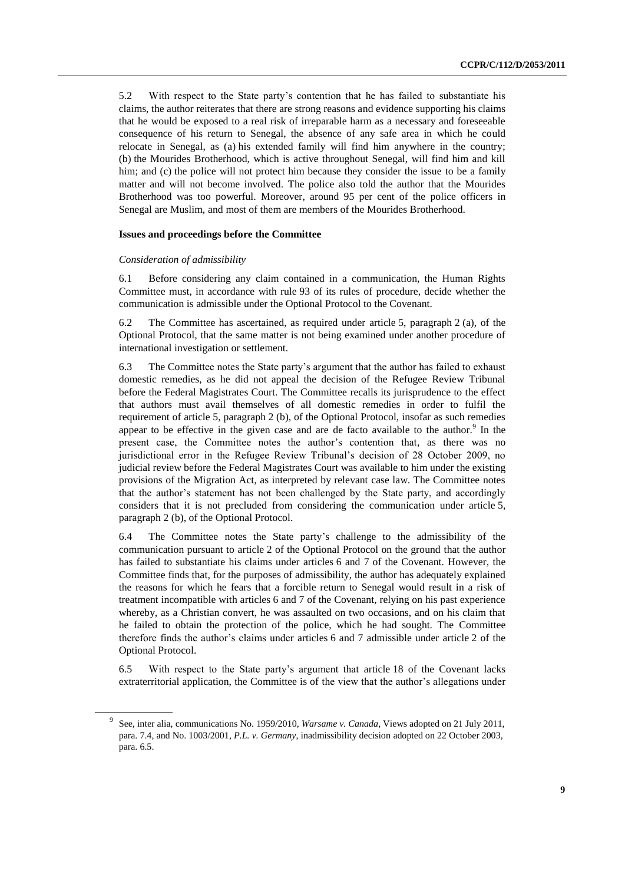5.2 With respect to the State party's contention that he has failed to substantiate his claims, the author reiterates that there are strong reasons and evidence supporting his claims that he would be exposed to a real risk of irreparable harm as a necessary and foreseeable consequence of his return to Senegal, the absence of any safe area in which he could relocate in Senegal, as (a) his extended family will find him anywhere in the country; (b) the Mourides Brotherhood, which is active throughout Senegal, will find him and kill him; and (c) the police will not protect him because they consider the issue to be a family matter and will not become involved. The police also told the author that the Mourides Brotherhood was too powerful. Moreover, around 95 per cent of the police officers in Senegal are Muslim, and most of them are members of the Mourides Brotherhood.

### Issues and proceedings before the Committee

*Consideration of admissibility*

6.1 Before considering any claim contained in a communication, the Human Rights Committee must, in accordance with rule 93 of its rules of procedure, decide whether the communication is admissible under the Optional Protocol to the Covenant.

6.2 The Committee has ascertained, as required under article 5, paragraph 2 (a), of the Optional Protocol, that the same matter is not being examined under another procedure of international investigation or settlement.

6.3 The Committee notes the State party's argument that the author has failed to exhaust domestic remedies, as he did not appeal the decision of the Refugee Review Tribunal before the Federal Magistrates Court. The Committee recalls its jurisprudence to the effect that authors must avail themselves of all domestic remedies in order to fulfil the requirement of article 5, paragraph 2 (b), of the Optional Protocol, insofar as such remedies appear to be effective in the given case and are de facto available to the author.[9] In the present case, the Committee notes the author's contention that, as there was no jurisdictional error in the Refugee Review Tribunal's decision of 28 October 2009, no judicial review before the Federal Magistrates Court was available to him under the existing provisions of the Migration Act, as interpreted by relevant case law. The Committee notes that the author's statement has not been challenged by the State party, and accordingly considers that it is not precluded from considering the communication under article 5, paragraph 2 (b), of the Optional Protocol.

6.4 The Committee notes the State party's challenge to the admissibility of the communication pursuant to article 2 of the Optional Protocol on the ground that the author has failed to substantiate his claims under articles 6 and 7 of the Covenant. However, the Committee finds that, for the purposes of admissibility, the author has adequately explained the reasons for which he fears that a forcible return to Senegal would result in a risk of treatment incompatible with articles 6 and 7 of the Covenant, relying on his past experience whereby, as a Christian convert, he was assaulted on two occasions, and on his claim that he failed to obtain the protection of the police, which he had sought. The Committee therefore finds the author's claims under articles 6 and 7 admissible under article 2 of the Optional Protocol.

6.5 With respect to the State party's argument that article 18 of the Covenant lacks extraterritorial application, the Committee is of the view that the author's allegations under

---

[9] See, inter alia, communications No. 1959/2010, *Warsame v. Canada*, Views adopted on 21 July 2011, para. 7.4, and No. 1003/2001, *P.L. v. Germany*, inadmissibility decision adopted on 22 October 2003, para. 6.5.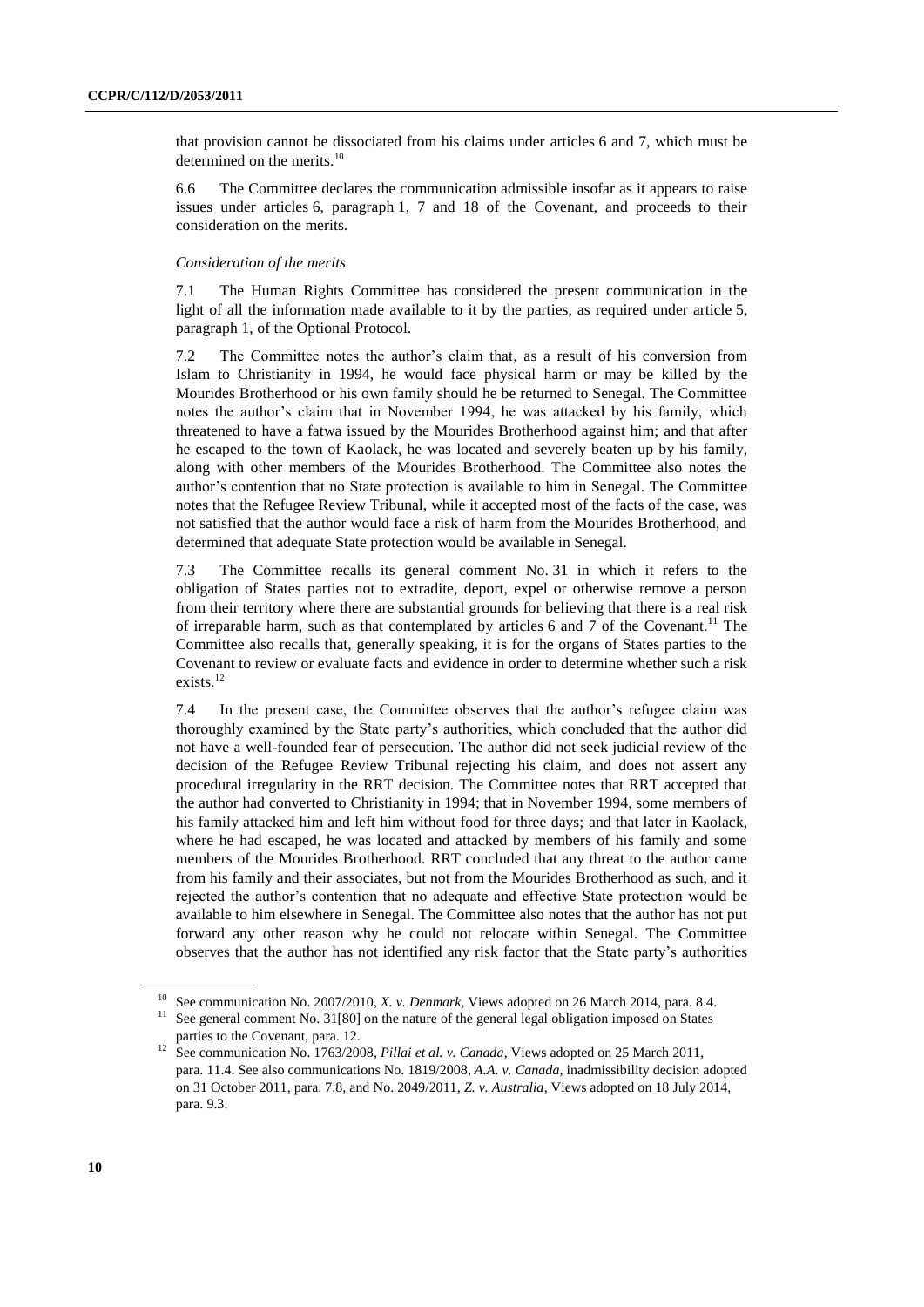that provision cannot be dissociated from his claims under articles 6 and 7, which must be determined on the merits.[10]

6.6 The Committee declares the communication admissible insofar as it appears to raise issues under articles 6, paragraph 1, 7 and 18 of the Covenant, and proceeds to their consideration on the merits.

*Consideration of the merits*

7.1 The Human Rights Committee has considered the present communication in the light of all the information made available to it by the parties, as required under article 5, paragraph 1, of the Optional Protocol.

7.2 The Committee notes the author's claim that, as a result of his conversion from Islam to Christianity in 1994, he would face physical harm or may be killed by the Mourides Brotherhood or his own family should he be returned to Senegal. The Committee notes the author's claim that in November 1994, he was attacked by his family, which threatened to have a fatwa issued by the Mourides Brotherhood against him; and that after he escaped to the town of Kaolack, he was located and severely beaten up by his family, along with other members of the Mourides Brotherhood. The Committee also notes the author's contention that no State protection is available to him in Senegal. The Committee notes that the Refugee Review Tribunal, while it accepted most of the facts of the case, was not satisfied that the author would face a risk of harm from the Mourides Brotherhood, and determined that adequate State protection would be available in Senegal.

7.3 The Committee recalls its general comment No. 31 in which it refers to the obligation of States parties not to extradite, deport, expel or otherwise remove a person from their territory where there are substantial grounds for believing that there is a real risk of irreparable harm, such as that contemplated by articles 6 and 7 of the Covenant.[11] The Committee also recalls that, generally speaking, it is for the organs of States parties to the Covenant to review or evaluate facts and evidence in order to determine whether such a risk exists.[12]

7.4 In the present case, the Committee observes that the author's refugee claim was thoroughly examined by the State party's authorities, which concluded that the author did not have a well-founded fear of persecution. The author did not seek judicial review of the decision of the Refugee Review Tribunal rejecting his claim, and does not assert any procedural irregularity in the RRT decision. The Committee notes that RRT accepted that the author had converted to Christianity in 1994; that in November 1994, some members of his family attacked him and left him without food for three days; and that later in Kaolack, where he had escaped, he was located and attacked by members of his family and some members of the Mourides Brotherhood. RRT concluded that any threat to the author came from his family and their associates, but not from the Mourides Brotherhood as such, and it rejected the author's contention that no adequate and effective State protection would be available to him elsewhere in Senegal. The Committee also notes that the author has not put forward any other reason why he could not relocate within Senegal. The Committee observes that the author has not identified any risk factor that the State party's authorities

---

[10] See communication No. 2007/2010, *X. v. Denmark*, Views adopted on 26 March 2014, para. 8.4.

[11] See general comment No. 31[80] on the nature of the general legal obligation imposed on States parties to the Covenant, para. 12.

[12] See communication No. 1763/2008, *Pillai et al. v. Canada*, Views adopted on 25 March 2011, para. 11.4. See also communications No. 1819/2008, *A.A. v. Canada*, inadmissibility decision adopted on 31 October 2011, para. 7.8, and No. 2049/2011, *Z. v. Australia*, Views adopted on 18 July 2014, para. 9.3.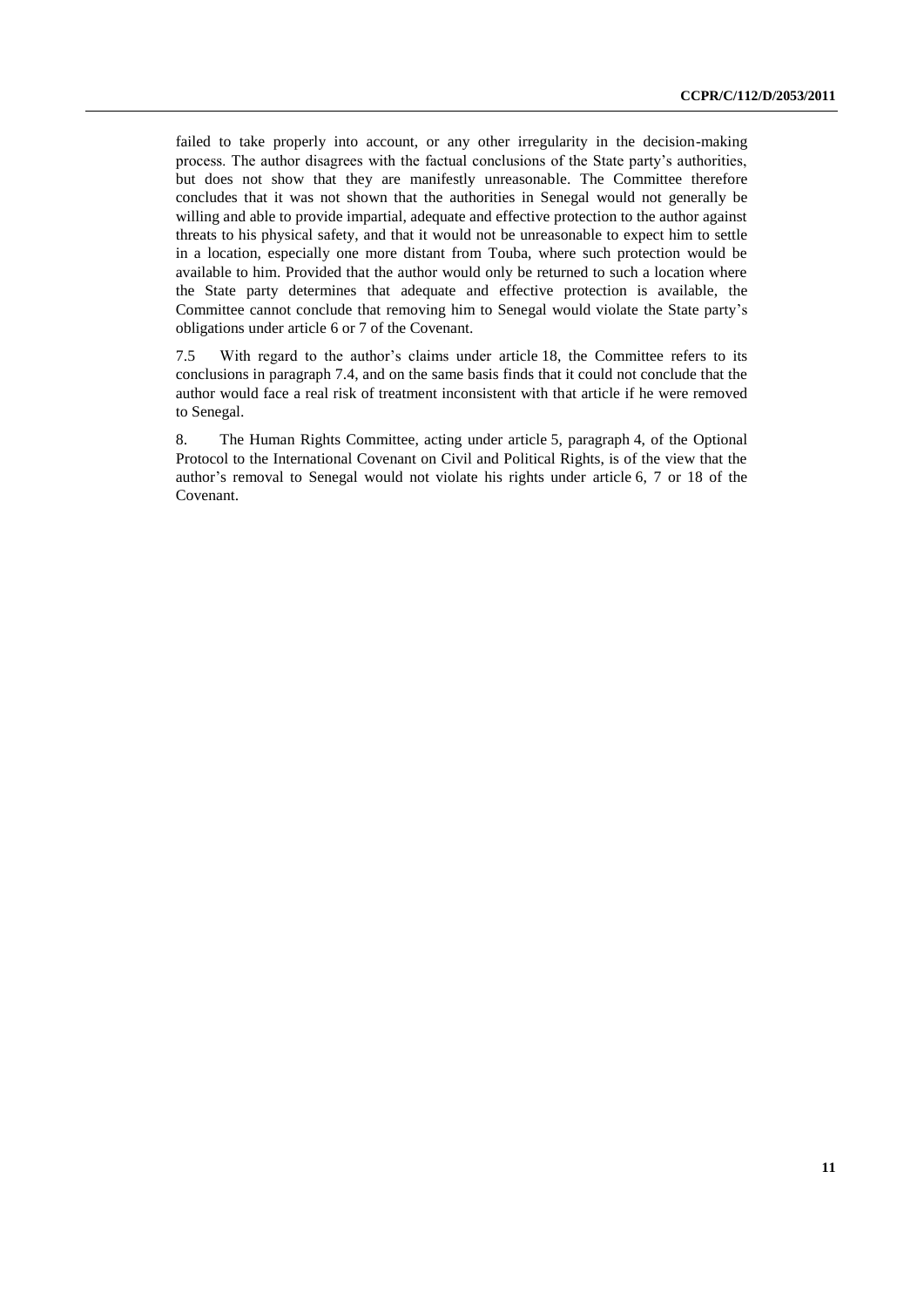failed to take properly into account, or any other irregularity in the decision-making process. The author disagrees with the factual conclusions of the State party's authorities, but does not show that they are manifestly unreasonable. The Committee therefore concludes that it was not shown that the authorities in Senegal would not generally be willing and able to provide impartial, adequate and effective protection to the author against threats to his physical safety, and that it would not be unreasonable to expect him to settle in a location, especially one more distant from Touba, where such protection would be available to him. Provided that the author would only be returned to such a location where the State party determines that adequate and effective protection is available, the Committee cannot conclude that removing him to Senegal would violate the State party's obligations under article 6 or 7 of the Covenant.

7.5 With regard to the author's claims under article 18, the Committee refers to its conclusions in paragraph 7.4, and on the same basis finds that it could not conclude that the author would face a real risk of treatment inconsistent with that article if he were removed to Senegal.

8. The Human Rights Committee, acting under article 5, paragraph 4, of the Optional Protocol to the International Covenant on Civil and Political Rights, is of the view that the author's removal to Senegal would not violate his rights under article 6, 7 or 18 of the Covenant.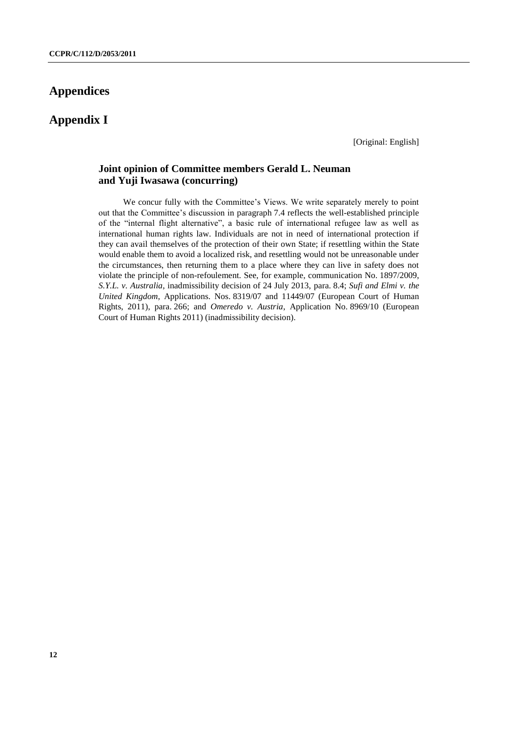# Appendices

# Appendix I

[Original: English]

### Joint opinion of Committee members Gerald L. Neuman and Yuji Iwasawa (concurring)

We concur fully with the Committee's Views. We write separately merely to point out that the Committee's discussion in paragraph 7.4 reflects the well-established principle of the "internal flight alternative", a basic rule of international refugee law as well as international human rights law. Individuals are not in need of international protection if they can avail themselves of the protection of their own State; if resettling within the State would enable them to avoid a localized risk, and resettling would not be unreasonable under the circumstances, then returning them to a place where they can live in safety does not violate the principle of non-refoulement. See, for example, communication No. 1897/2009, *S.Y.L. v. Australia*, inadmissibility decision of 24 July 2013, para. 8.4; *Sufi and Elmi v. the United Kingdom*, Applications. Nos. 8319/07 and 11449/07 (European Court of Human Rights, 2011), para. 266; and *Omeredo v. Austria*, Application No. 8969/10 (European Court of Human Rights 2011) (inadmissibility decision).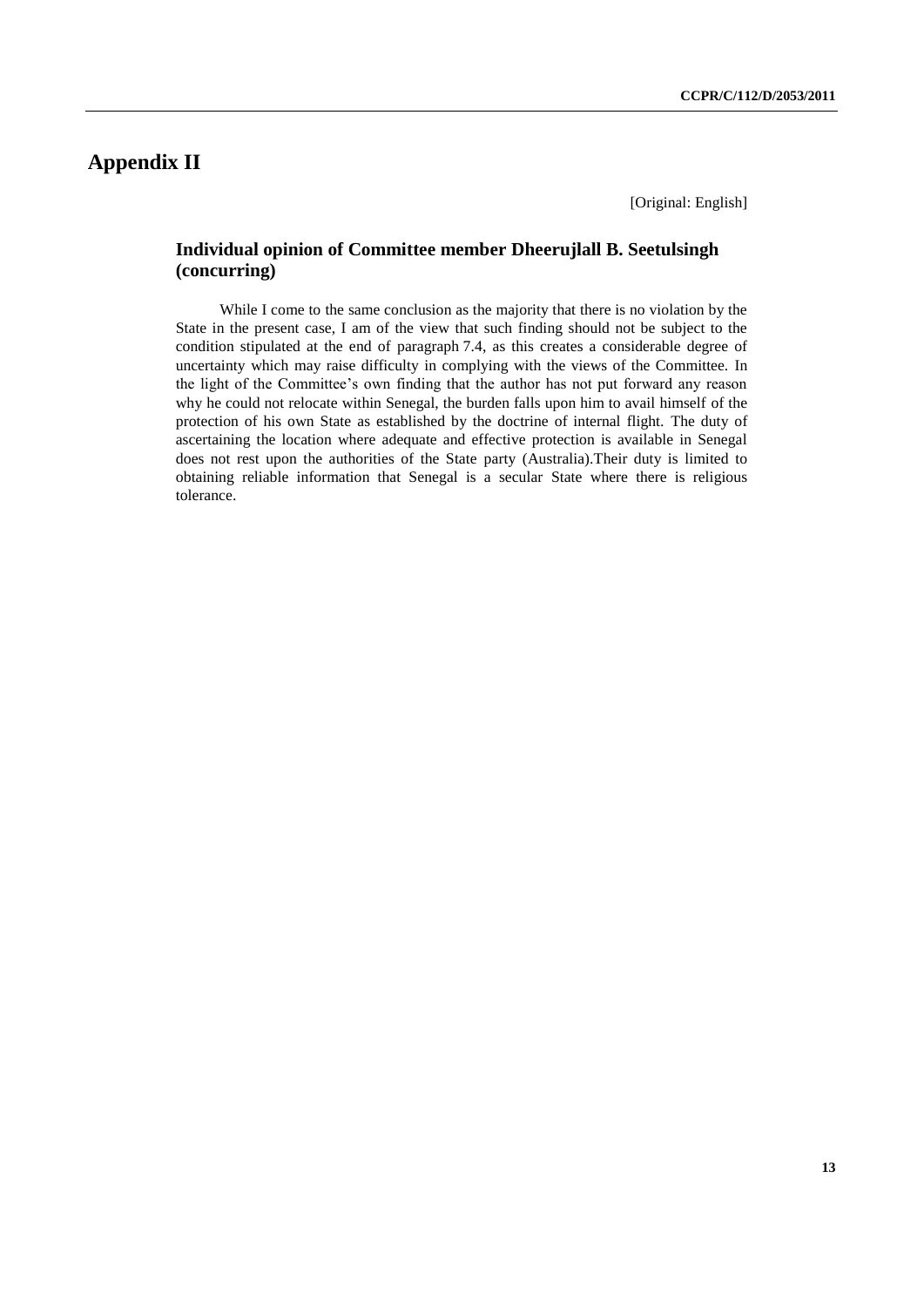# Appendix II

[Original: English]

## Individual opinion of Committee member Dheerujlall B. Seetulsingh (concurring)

While I come to the same conclusion as the majority that there is no violation by the State in the present case, I am of the view that such finding should not be subject to the condition stipulated at the end of paragraph 7.4, as this creates a considerable degree of uncertainty which may raise difficulty in complying with the views of the Committee. In the light of the Committee's own finding that the author has not put forward any reason why he could not relocate within Senegal, the burden falls upon him to avail himself of the protection of his own State as established by the doctrine of internal flight. The duty of ascertaining the location where adequate and effective protection is available in Senegal does not rest upon the authorities of the State party (Australia).Their duty is limited to obtaining reliable information that Senegal is a secular State where there is religious tolerance.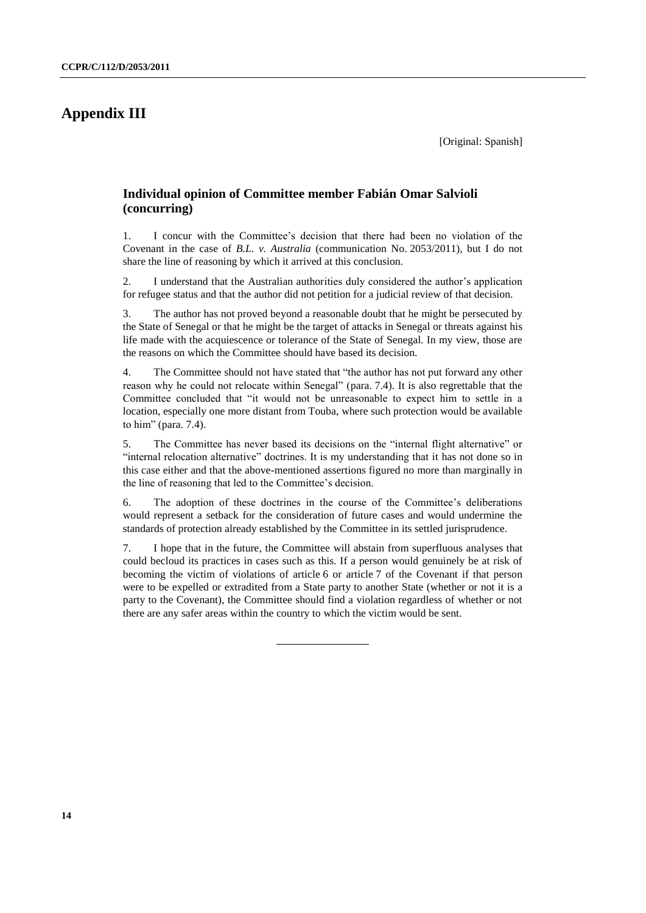# Appendix III

[Original: Spanish]

## Individual opinion of Committee member Fabián Omar Salvioli (concurring)

1. I concur with the Committee's decision that there had been no violation of the Covenant in the case of *B.L. v. Australia* (communication No. 2053/2011), but I do not share the line of reasoning by which it arrived at this conclusion.

2. I understand that the Australian authorities duly considered the author's application for refugee status and that the author did not petition for a judicial review of that decision.

3. The author has not proved beyond a reasonable doubt that he might be persecuted by the State of Senegal or that he might be the target of attacks in Senegal or threats against his life made with the acquiescence or tolerance of the State of Senegal. In my view, those are the reasons on which the Committee should have based its decision.

4. The Committee should not have stated that "the author has not put forward any other reason why he could not relocate within Senegal" (para. 7.4). It is also regrettable that the Committee concluded that "it would not be unreasonable to expect him to settle in a location, especially one more distant from Touba, where such protection would be available to him" (para. 7.4).

5. The Committee has never based its decisions on the "internal flight alternative" or "internal relocation alternative" doctrines. It is my understanding that it has not done so in this case either and that the above-mentioned assertions figured no more than marginally in the line of reasoning that led to the Committee's decision.

6. The adoption of these doctrines in the course of the Committee's deliberations would represent a setback for the consideration of future cases and would undermine the standards of protection already established by the Committee in its settled jurisprudence.

7. I hope that in the future, the Committee will abstain from superfluous analyses that could becloud its practices in cases such as this. If a person would genuinely be at risk of becoming the victim of violations of article 6 or article 7 of the Covenant if that person were to be expelled or extradited from a State party to another State (whether or not it is a party to the Covenant), the Committee should find a violation regardless of whether or not there are any safer areas within the country to which the victim would be sent.